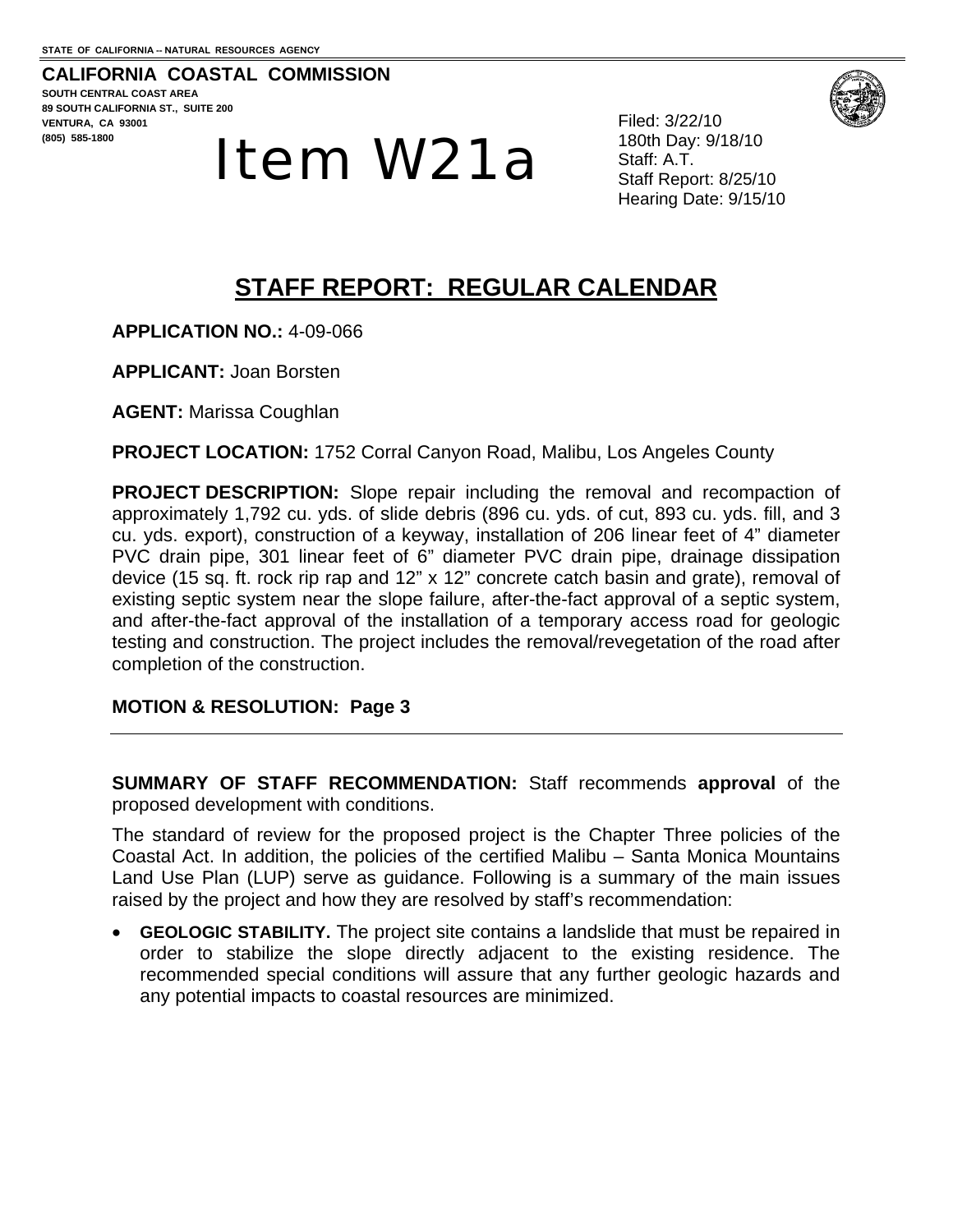STATE OF CALIFORNIA -- NATURAL RESOURCES AGENCY

**CALIFORNIA COASTAL COMMISSION**
**SOUTH CENTRAL COAST AREA**
**89 SOUTH CALIFORNIA ST., SUITE 200**
**VENTURA, CA 93001**
**(805) 585-1800**

# Item W21a

Filed: 3/22/10
180th Day: 9/18/10
Staff: A.T.
Staff Report: 8/25/10
Hearing Date: 9/15/10

## STAFF REPORT: REGULAR CALENDAR

**APPLICATION NO.:** 4-09-066

**APPLICANT:** Joan Borsten

**AGENT:** Marissa Coughlan

**PROJECT LOCATION:** 1752 Corral Canyon Road, Malibu, Los Angeles County

**PROJECT DESCRIPTION:** Slope repair including the removal and recompaction of approximately 1,792 cu. yds. of slide debris (896 cu. yds. of cut, 893 cu. yds. fill, and 3 cu. yds. export), construction of a keyway, installation of 206 linear feet of 4" diameter PVC drain pipe, 301 linear feet of 6" diameter PVC drain pipe, drainage dissipation device (15 sq. ft. rock rip rap and 12" x 12" concrete catch basin and grate), removal of existing septic system near the slope failure, after-the-fact approval of a septic system, and after-the-fact approval of the installation of a temporary access road for geologic testing and construction. The project includes the removal/revegetation of the road after completion of the construction.

**MOTION & RESOLUTION: Page 3**

---

**SUMMARY OF STAFF RECOMMENDATION:** Staff recommends **approval** of the proposed development with conditions.

The standard of review for the proposed project is the Chapter Three policies of the Coastal Act. In addition, the policies of the certified Malibu – Santa Monica Mountains Land Use Plan (LUP) serve as guidance. Following is a summary of the main issues raised by the project and how they are resolved by staff's recommendation:

- **GEOLOGIC STABILITY.** The project site contains a landslide that must be repaired in order to stabilize the slope directly adjacent to the existing residence. The recommended special conditions will assure that any further geologic hazards and any potential impacts to coastal resources are minimized.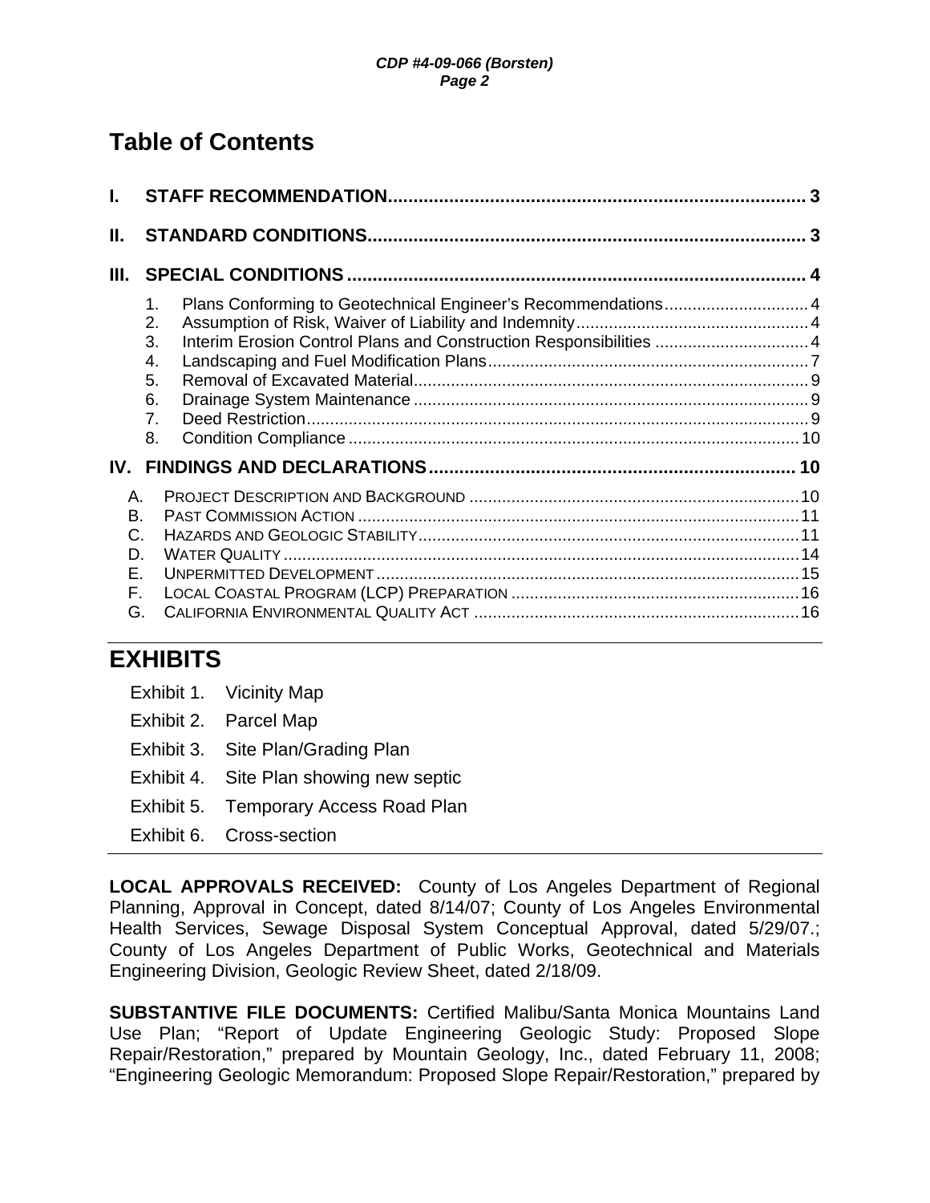# Table of Contents

**I. STAFF RECOMMENDATION** ... 3

**II. STANDARD CONDITIONS** ... 3

**III. SPECIAL CONDITIONS** ... 4

1. Plans Conforming to Geotechnical Engineer's Recommendations ... 4
2. Assumption of Risk, Waiver of Liability and Indemnity ... 4
3. Interim Erosion Control Plans and Construction Responsibilities ... 4
4. Landscaping and Fuel Modification Plans ... 7
5. Removal of Excavated Material ... 9
6. Drainage System Maintenance ... 9
7. Deed Restriction ... 9
8. Condition Compliance ... 10

**IV. FINDINGS AND DECLARATIONS** ... 10

A. Project Description and Background ... 10
B. Past Commission Action ... 11
C. Hazards and Geologic Stability ... 11
D. Water Quality ... 14
E. Unpermitted Development ... 15
F. Local Coastal Program (LCP) Preparation ... 16
G. California Environmental Quality Act ... 16

# EXHIBITS

Exhibit 1. Vicinity Map

Exhibit 2. Parcel Map

Exhibit 3. Site Plan/Grading Plan

Exhibit 4. Site Plan showing new septic

Exhibit 5. Temporary Access Road Plan

Exhibit 6. Cross-section

**LOCAL APPROVALS RECEIVED:** County of Los Angeles Department of Regional Planning, Approval in Concept, dated 8/14/07; County of Los Angeles Environmental Health Services, Sewage Disposal System Conceptual Approval, dated 5/29/07.; County of Los Angeles Department of Public Works, Geotechnical and Materials Engineering Division, Geologic Review Sheet, dated 2/18/09.

**SUBSTANTIVE FILE DOCUMENTS:** Certified Malibu/Santa Monica Mountains Land Use Plan; "Report of Update Engineering Geologic Study: Proposed Slope Repair/Restoration," prepared by Mountain Geology, Inc., dated February 11, 2008; "Engineering Geologic Memorandum: Proposed Slope Repair/Restoration," prepared by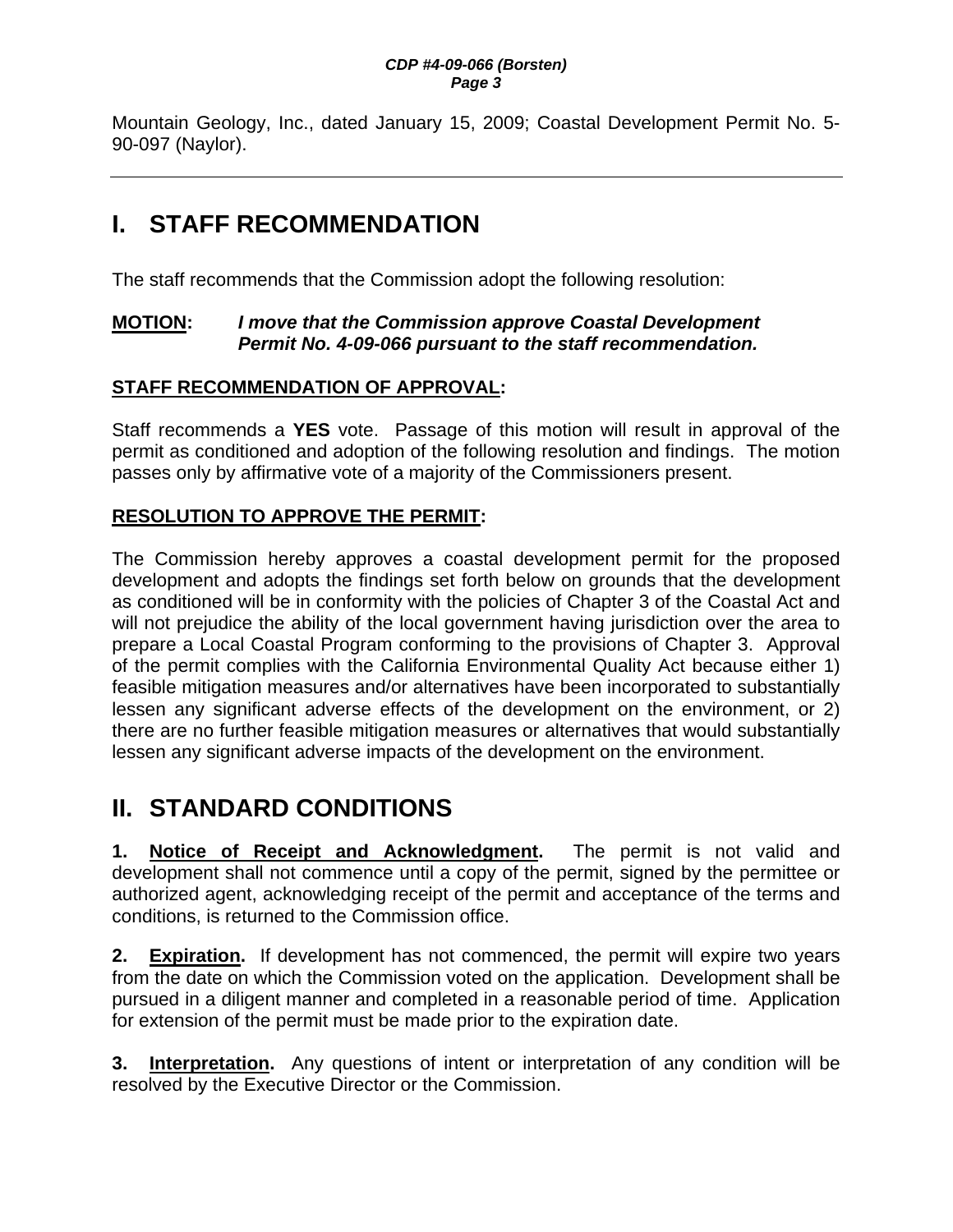Mountain Geology, Inc., dated January 15, 2009; Coastal Development Permit No. 5-90-097 (Naylor).

---

# I. STAFF RECOMMENDATION

The staff recommends that the Commission adopt the following resolution:

**MOTION:** ***I move that the Commission approve Coastal Development Permit No. 4-09-066 pursuant to the staff recommendation.***

**STAFF RECOMMENDATION OF APPROVAL:**

Staff recommends a **YES** vote. Passage of this motion will result in approval of the permit as conditioned and adoption of the following resolution and findings. The motion passes only by affirmative vote of a majority of the Commissioners present.

**RESOLUTION TO APPROVE THE PERMIT:**

The Commission hereby approves a coastal development permit for the proposed development and adopts the findings set forth below on grounds that the development as conditioned will be in conformity with the policies of Chapter 3 of the Coastal Act and will not prejudice the ability of the local government having jurisdiction over the area to prepare a Local Coastal Program conforming to the provisions of Chapter 3. Approval of the permit complies with the California Environmental Quality Act because either 1) feasible mitigation measures and/or alternatives have been incorporated to substantially lessen any significant adverse effects of the development on the environment, or 2) there are no further feasible mitigation measures or alternatives that would substantially lessen any significant adverse impacts of the development on the environment.

# II. STANDARD CONDITIONS

**1. Notice of Receipt and Acknowledgment.** The permit is not valid and development shall not commence until a copy of the permit, signed by the permittee or authorized agent, acknowledging receipt of the permit and acceptance of the terms and conditions, is returned to the Commission office.

**2. Expiration.** If development has not commenced, the permit will expire two years from the date on which the Commission voted on the application. Development shall be pursued in a diligent manner and completed in a reasonable period of time. Application for extension of the permit must be made prior to the expiration date.

**3. Interpretation.** Any questions of intent or interpretation of any condition will be resolved by the Executive Director or the Commission.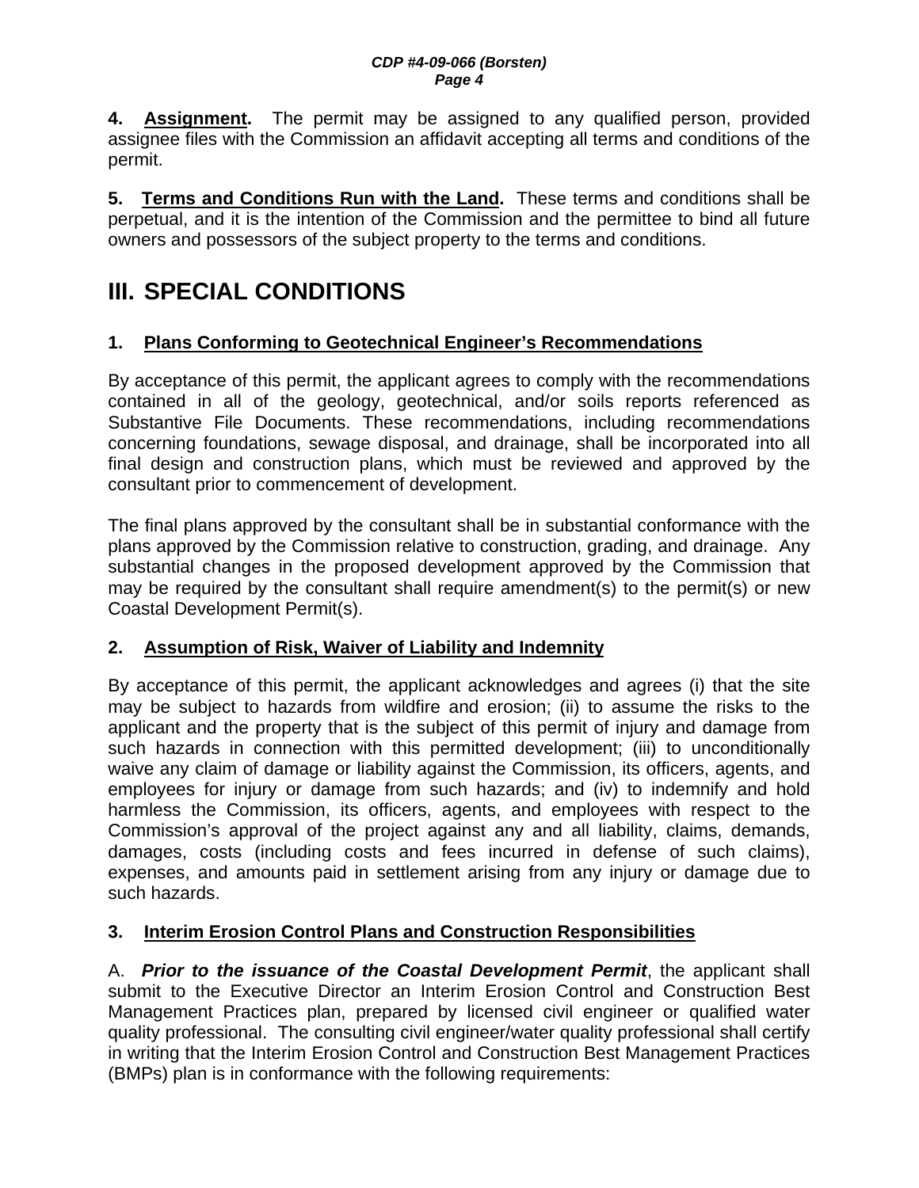**4. Assignment.** The permit may be assigned to any qualified person, provided assignee files with the Commission an affidavit accepting all terms and conditions of the permit.

**5. Terms and Conditions Run with the Land.** These terms and conditions shall be perpetual, and it is the intention of the Commission and the permittee to bind all future owners and possessors of the subject property to the terms and conditions.

# III. SPECIAL CONDITIONS

### 1. Plans Conforming to Geotechnical Engineer's Recommendations

By acceptance of this permit, the applicant agrees to comply with the recommendations contained in all of the geology, geotechnical, and/or soils reports referenced as Substantive File Documents. These recommendations, including recommendations concerning foundations, sewage disposal, and drainage, shall be incorporated into all final design and construction plans, which must be reviewed and approved by the consultant prior to commencement of development.

The final plans approved by the consultant shall be in substantial conformance with the plans approved by the Commission relative to construction, grading, and drainage. Any substantial changes in the proposed development approved by the Commission that may be required by the consultant shall require amendment(s) to the permit(s) or new Coastal Development Permit(s).

### 2. Assumption of Risk, Waiver of Liability and Indemnity

By acceptance of this permit, the applicant acknowledges and agrees (i) that the site may be subject to hazards from wildfire and erosion; (ii) to assume the risks to the applicant and the property that is the subject of this permit of injury and damage from such hazards in connection with this permitted development; (iii) to unconditionally waive any claim of damage or liability against the Commission, its officers, agents, and employees for injury or damage from such hazards; and (iv) to indemnify and hold harmless the Commission, its officers, agents, and employees with respect to the Commission's approval of the project against any and all liability, claims, demands, damages, costs (including costs and fees incurred in defense of such claims), expenses, and amounts paid in settlement arising from any injury or damage due to such hazards.

### 3. Interim Erosion Control Plans and Construction Responsibilities

A. ***Prior to the issuance of the Coastal Development Permit***, the applicant shall submit to the Executive Director an Interim Erosion Control and Construction Best Management Practices plan, prepared by licensed civil engineer or qualified water quality professional. The consulting civil engineer/water quality professional shall certify in writing that the Interim Erosion Control and Construction Best Management Practices (BMPs) plan is in conformance with the following requirements: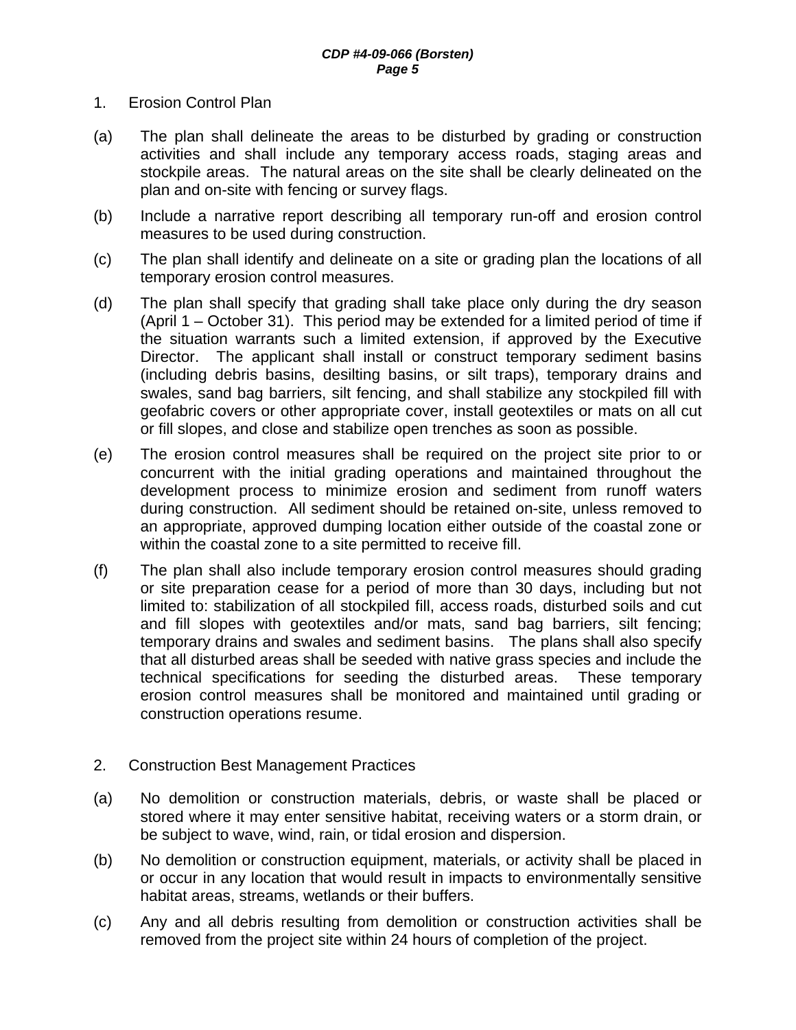1. Erosion Control Plan

(a) The plan shall delineate the areas to be disturbed by grading or construction activities and shall include any temporary access roads, staging areas and stockpile areas. The natural areas on the site shall be clearly delineated on the plan and on-site with fencing or survey flags.

(b) Include a narrative report describing all temporary run-off and erosion control measures to be used during construction.

(c) The plan shall identify and delineate on a site or grading plan the locations of all temporary erosion control measures.

(d) The plan shall specify that grading shall take place only during the dry season (April 1 – October 31). This period may be extended for a limited period of time if the situation warrants such a limited extension, if approved by the Executive Director. The applicant shall install or construct temporary sediment basins (including debris basins, desilting basins, or silt traps), temporary drains and swales, sand bag barriers, silt fencing, and shall stabilize any stockpiled fill with geofabric covers or other appropriate cover, install geotextiles or mats on all cut or fill slopes, and close and stabilize open trenches as soon as possible.

(e) The erosion control measures shall be required on the project site prior to or concurrent with the initial grading operations and maintained throughout the development process to minimize erosion and sediment from runoff waters during construction. All sediment should be retained on-site, unless removed to an appropriate, approved dumping location either outside of the coastal zone or within the coastal zone to a site permitted to receive fill.

(f) The plan shall also include temporary erosion control measures should grading or site preparation cease for a period of more than 30 days, including but not limited to: stabilization of all stockpiled fill, access roads, disturbed soils and cut and fill slopes with geotextiles and/or mats, sand bag barriers, silt fencing; temporary drains and swales and sediment basins. The plans shall also specify that all disturbed areas shall be seeded with native grass species and include the technical specifications for seeding the disturbed areas. These temporary erosion control measures shall be monitored and maintained until grading or construction operations resume.

2. Construction Best Management Practices

(a) No demolition or construction materials, debris, or waste shall be placed or stored where it may enter sensitive habitat, receiving waters or a storm drain, or be subject to wave, wind, rain, or tidal erosion and dispersion.

(b) No demolition or construction equipment, materials, or activity shall be placed in or occur in any location that would result in impacts to environmentally sensitive habitat areas, streams, wetlands or their buffers.

(c) Any and all debris resulting from demolition or construction activities shall be removed from the project site within 24 hours of completion of the project.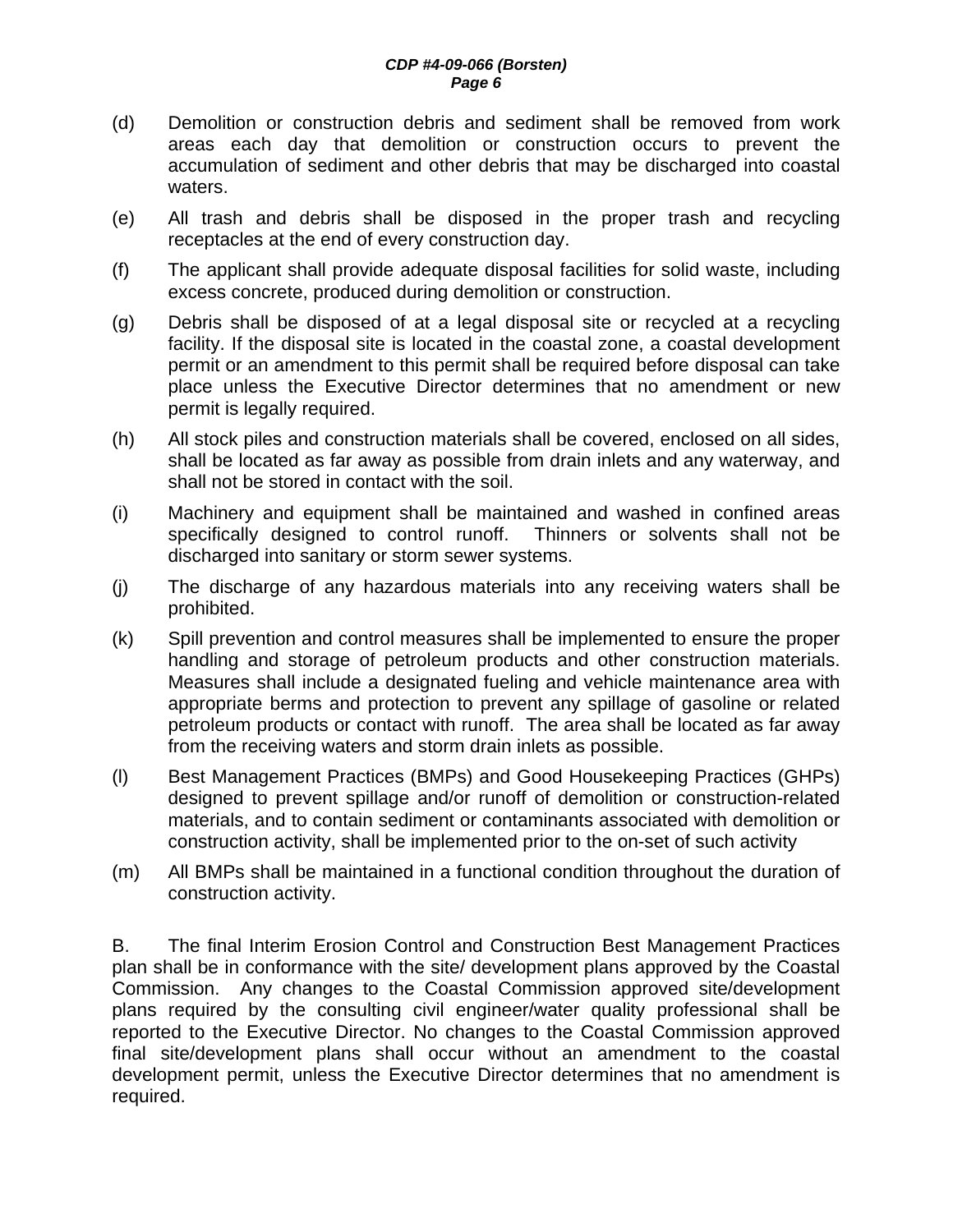(d) Demolition or construction debris and sediment shall be removed from work areas each day that demolition or construction occurs to prevent the accumulation of sediment and other debris that may be discharged into coastal waters.

(e) All trash and debris shall be disposed in the proper trash and recycling receptacles at the end of every construction day.

(f) The applicant shall provide adequate disposal facilities for solid waste, including excess concrete, produced during demolition or construction.

(g) Debris shall be disposed of at a legal disposal site or recycled at a recycling facility. If the disposal site is located in the coastal zone, a coastal development permit or an amendment to this permit shall be required before disposal can take place unless the Executive Director determines that no amendment or new permit is legally required.

(h) All stock piles and construction materials shall be covered, enclosed on all sides, shall be located as far away as possible from drain inlets and any waterway, and shall not be stored in contact with the soil.

(i) Machinery and equipment shall be maintained and washed in confined areas specifically designed to control runoff. Thinners or solvents shall not be discharged into sanitary or storm sewer systems.

(j) The discharge of any hazardous materials into any receiving waters shall be prohibited.

(k) Spill prevention and control measures shall be implemented to ensure the proper handling and storage of petroleum products and other construction materials. Measures shall include a designated fueling and vehicle maintenance area with appropriate berms and protection to prevent any spillage of gasoline or related petroleum products or contact with runoff. The area shall be located as far away from the receiving waters and storm drain inlets as possible.

(l) Best Management Practices (BMPs) and Good Housekeeping Practices (GHPs) designed to prevent spillage and/or runoff of demolition or construction-related materials, and to contain sediment or contaminants associated with demolition or construction activity, shall be implemented prior to the on-set of such activity

(m) All BMPs shall be maintained in a functional condition throughout the duration of construction activity.

B. The final Interim Erosion Control and Construction Best Management Practices plan shall be in conformance with the site/ development plans approved by the Coastal Commission. Any changes to the Coastal Commission approved site/development plans required by the consulting civil engineer/water quality professional shall be reported to the Executive Director. No changes to the Coastal Commission approved final site/development plans shall occur without an amendment to the coastal development permit, unless the Executive Director determines that no amendment is required.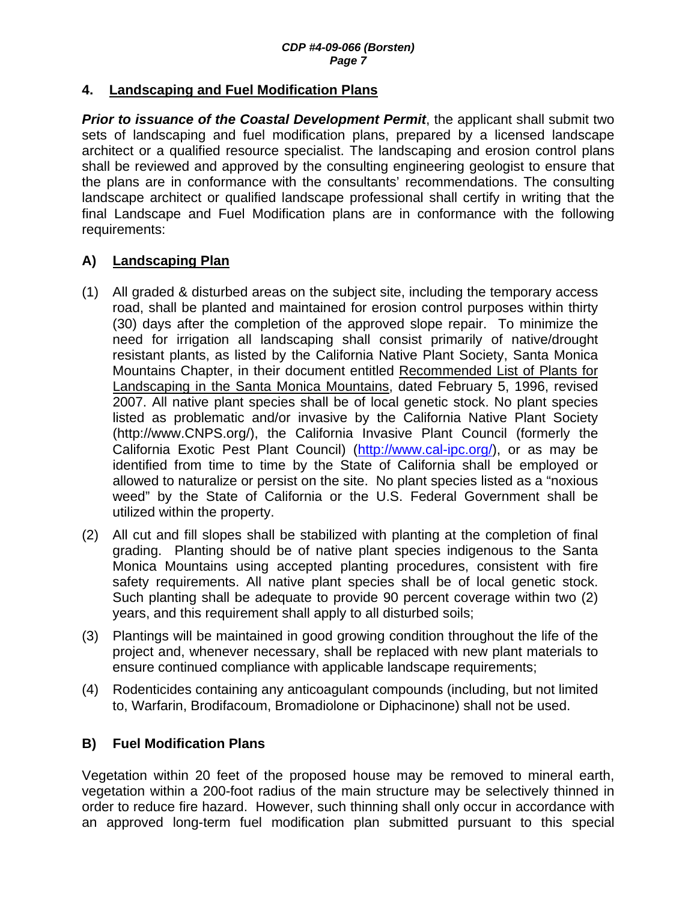## 4. Landscaping and Fuel Modification Plans

***Prior to issuance of the Coastal Development Permit***, the applicant shall submit two sets of landscaping and fuel modification plans, prepared by a licensed landscape architect or a qualified resource specialist. The landscaping and erosion control plans shall be reviewed and approved by the consulting engineering geologist to ensure that the plans are in conformance with the consultants' recommendations. The consulting landscape architect or qualified landscape professional shall certify in writing that the final Landscape and Fuel Modification plans are in conformance with the following requirements:

### A) Landscaping Plan

(1) All graded & disturbed areas on the subject site, including the temporary access road, shall be planted and maintained for erosion control purposes within thirty (30) days after the completion of the approved slope repair. To minimize the need for irrigation all landscaping shall consist primarily of native/drought resistant plants, as listed by the California Native Plant Society, Santa Monica Mountains Chapter, in their document entitled Recommended List of Plants for Landscaping in the Santa Monica Mountains, dated February 5, 1996, revised 2007. All native plant species shall be of local genetic stock. No plant species listed as problematic and/or invasive by the California Native Plant Society (http://www.CNPS.org/), the California Invasive Plant Council (formerly the California Exotic Pest Plant Council) (http://www.cal-ipc.org/), or as may be identified from time to time by the State of California shall be employed or allowed to naturalize or persist on the site. No plant species listed as a "noxious weed" by the State of California or the U.S. Federal Government shall be utilized within the property.

(2) All cut and fill slopes shall be stabilized with planting at the completion of final grading. Planting should be of native plant species indigenous to the Santa Monica Mountains using accepted planting procedures, consistent with fire safety requirements. All native plant species shall be of local genetic stock. Such planting shall be adequate to provide 90 percent coverage within two (2) years, and this requirement shall apply to all disturbed soils;

(3) Plantings will be maintained in good growing condition throughout the life of the project and, whenever necessary, shall be replaced with new plant materials to ensure continued compliance with applicable landscape requirements;

(4) Rodenticides containing any anticoagulant compounds (including, but not limited to, Warfarin, Brodifacoum, Bromadiolone or Diphacinone) shall not be used.

### B) Fuel Modification Plans

Vegetation within 20 feet of the proposed house may be removed to mineral earth, vegetation within a 200-foot radius of the main structure may be selectively thinned in order to reduce fire hazard. However, such thinning shall only occur in accordance with an approved long-term fuel modification plan submitted pursuant to this special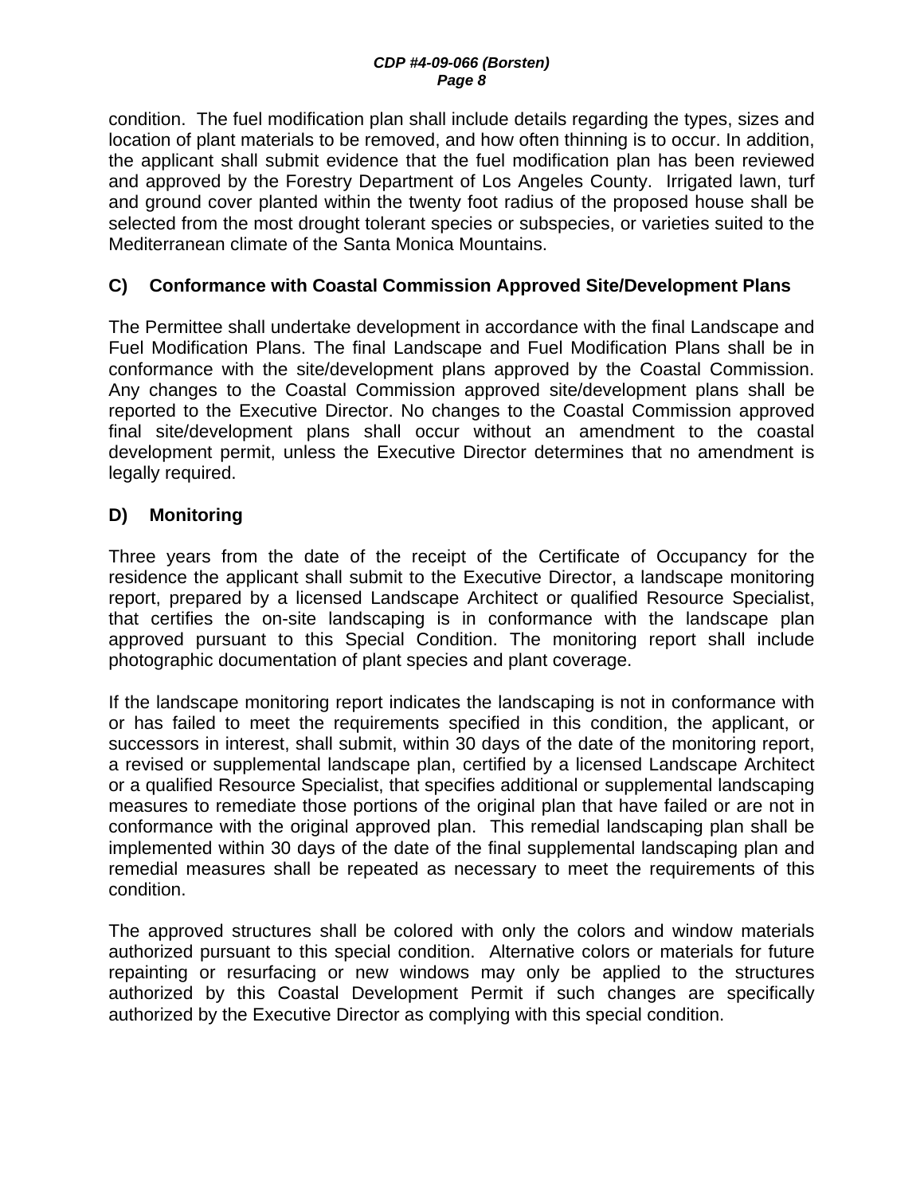condition. The fuel modification plan shall include details regarding the types, sizes and location of plant materials to be removed, and how often thinning is to occur. In addition, the applicant shall submit evidence that the fuel modification plan has been reviewed and approved by the Forestry Department of Los Angeles County. Irrigated lawn, turf and ground cover planted within the twenty foot radius of the proposed house shall be selected from the most drought tolerant species or subspecies, or varieties suited to the Mediterranean climate of the Santa Monica Mountains.

**C) Conformance with Coastal Commission Approved Site/Development Plans**

The Permittee shall undertake development in accordance with the final Landscape and Fuel Modification Plans. The final Landscape and Fuel Modification Plans shall be in conformance with the site/development plans approved by the Coastal Commission. Any changes to the Coastal Commission approved site/development plans shall be reported to the Executive Director. No changes to the Coastal Commission approved final site/development plans shall occur without an amendment to the coastal development permit, unless the Executive Director determines that no amendment is legally required.

**D) Monitoring**

Three years from the date of the receipt of the Certificate of Occupancy for the residence the applicant shall submit to the Executive Director, a landscape monitoring report, prepared by a licensed Landscape Architect or qualified Resource Specialist, that certifies the on-site landscaping is in conformance with the landscape plan approved pursuant to this Special Condition. The monitoring report shall include photographic documentation of plant species and plant coverage.

If the landscape monitoring report indicates the landscaping is not in conformance with or has failed to meet the requirements specified in this condition, the applicant, or successors in interest, shall submit, within 30 days of the date of the monitoring report, a revised or supplemental landscape plan, certified by a licensed Landscape Architect or a qualified Resource Specialist, that specifies additional or supplemental landscaping measures to remediate those portions of the original plan that have failed or are not in conformance with the original approved plan. This remedial landscaping plan shall be implemented within 30 days of the date of the final supplemental landscaping plan and remedial measures shall be repeated as necessary to meet the requirements of this condition.

The approved structures shall be colored with only the colors and window materials authorized pursuant to this special condition. Alternative colors or materials for future repainting or resurfacing or new windows may only be applied to the structures authorized by this Coastal Development Permit if such changes are specifically authorized by the Executive Director as complying with this special condition.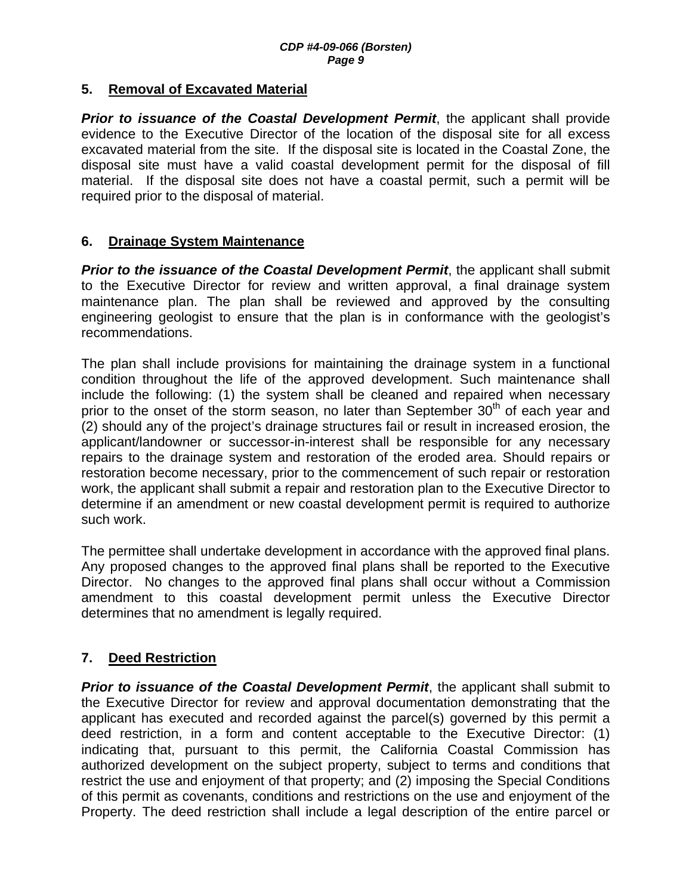### 5. Removal of Excavated Material

***Prior to issuance of the Coastal Development Permit***, the applicant shall provide evidence to the Executive Director of the location of the disposal site for all excess excavated material from the site. If the disposal site is located in the Coastal Zone, the disposal site must have a valid coastal development permit for the disposal of fill material. If the disposal site does not have a coastal permit, such a permit will be required prior to the disposal of material.

### 6. Drainage System Maintenance

***Prior to the issuance of the Coastal Development Permit***, the applicant shall submit to the Executive Director for review and written approval, a final drainage system maintenance plan. The plan shall be reviewed and approved by the consulting engineering geologist to ensure that the plan is in conformance with the geologist's recommendations.

The plan shall include provisions for maintaining the drainage system in a functional condition throughout the life of the approved development. Such maintenance shall include the following: (1) the system shall be cleaned and repaired when necessary prior to the onset of the storm season, no later than September 30th of each year and (2) should any of the project's drainage structures fail or result in increased erosion, the applicant/landowner or successor-in-interest shall be responsible for any necessary repairs to the drainage system and restoration of the eroded area. Should repairs or restoration become necessary, prior to the commencement of such repair or restoration work, the applicant shall submit a repair and restoration plan to the Executive Director to determine if an amendment or new coastal development permit is required to authorize such work.

The permittee shall undertake development in accordance with the approved final plans. Any proposed changes to the approved final plans shall be reported to the Executive Director. No changes to the approved final plans shall occur without a Commission amendment to this coastal development permit unless the Executive Director determines that no amendment is legally required.

### 7. Deed Restriction

***Prior to issuance of the Coastal Development Permit***, the applicant shall submit to the Executive Director for review and approval documentation demonstrating that the applicant has executed and recorded against the parcel(s) governed by this permit a deed restriction, in a form and content acceptable to the Executive Director: (1) indicating that, pursuant to this permit, the California Coastal Commission has authorized development on the subject property, subject to terms and conditions that restrict the use and enjoyment of that property; and (2) imposing the Special Conditions of this permit as covenants, conditions and restrictions on the use and enjoyment of the Property. The deed restriction shall include a legal description of the entire parcel or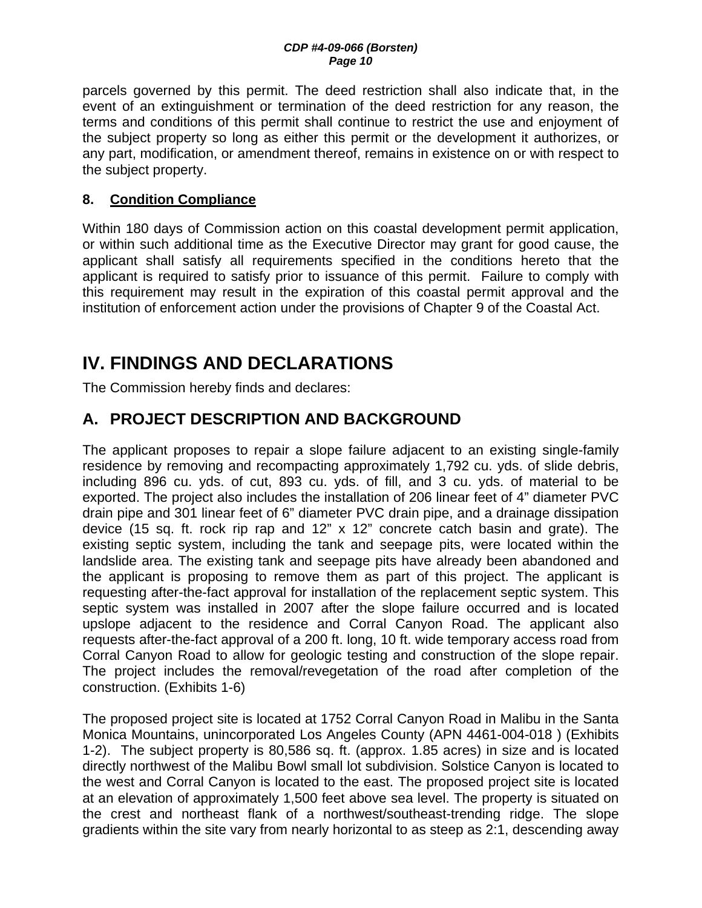parcels governed by this permit. The deed restriction shall also indicate that, in the event of an extinguishment or termination of the deed restriction for any reason, the terms and conditions of this permit shall continue to restrict the use and enjoyment of the subject property so long as either this permit or the development it authorizes, or any part, modification, or amendment thereof, remains in existence on or with respect to the subject property.

**8. Condition Compliance**

Within 180 days of Commission action on this coastal development permit application, or within such additional time as the Executive Director may grant for good cause, the applicant shall satisfy all requirements specified in the conditions hereto that the applicant is required to satisfy prior to issuance of this permit. Failure to comply with this requirement may result in the expiration of this coastal permit approval and the institution of enforcement action under the provisions of Chapter 9 of the Coastal Act.

# IV. FINDINGS AND DECLARATIONS

The Commission hereby finds and declares:

## A. PROJECT DESCRIPTION AND BACKGROUND

The applicant proposes to repair a slope failure adjacent to an existing single-family residence by removing and recompacting approximately 1,792 cu. yds. of slide debris, including 896 cu. yds. of cut, 893 cu. yds. of fill, and 3 cu. yds. of material to be exported. The project also includes the installation of 206 linear feet of 4" diameter PVC drain pipe and 301 linear feet of 6" diameter PVC drain pipe, and a drainage dissipation device (15 sq. ft. rock rip rap and 12" x 12" concrete catch basin and grate). The existing septic system, including the tank and seepage pits, were located within the landslide area. The existing tank and seepage pits have already been abandoned and the applicant is proposing to remove them as part of this project. The applicant is requesting after-the-fact approval for installation of the replacement septic system. This septic system was installed in 2007 after the slope failure occurred and is located upslope adjacent to the residence and Corral Canyon Road. The applicant also requests after-the-fact approval of a 200 ft. long, 10 ft. wide temporary access road from Corral Canyon Road to allow for geologic testing and construction of the slope repair. The project includes the removal/revegetation of the road after completion of the construction. (Exhibits 1-6)

The proposed project site is located at 1752 Corral Canyon Road in Malibu in the Santa Monica Mountains, unincorporated Los Angeles County (APN 4461-004-018 ) (Exhibits 1-2). The subject property is 80,586 sq. ft. (approx. 1.85 acres) in size and is located directly northwest of the Malibu Bowl small lot subdivision. Solstice Canyon is located to the west and Corral Canyon is located to the east. The proposed project site is located at an elevation of approximately 1,500 feet above sea level. The property is situated on the crest and northeast flank of a northwest/southeast-trending ridge. The slope gradients within the site vary from nearly horizontal to as steep as 2:1, descending away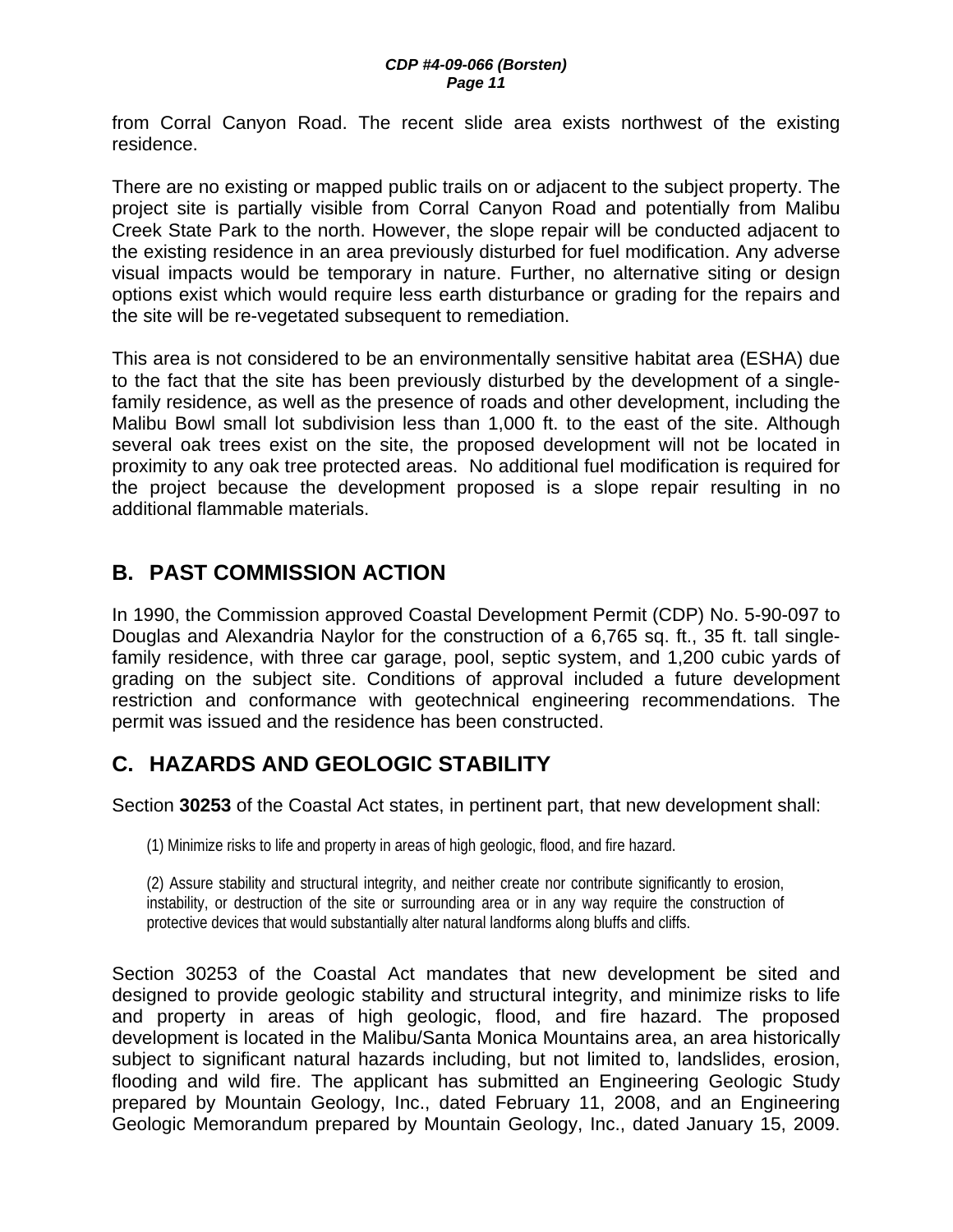from Corral Canyon Road. The recent slide area exists northwest of the existing residence.

There are no existing or mapped public trails on or adjacent to the subject property. The project site is partially visible from Corral Canyon Road and potentially from Malibu Creek State Park to the north. However, the slope repair will be conducted adjacent to the existing residence in an area previously disturbed for fuel modification. Any adverse visual impacts would be temporary in nature. Further, no alternative siting or design options exist which would require less earth disturbance or grading for the repairs and the site will be re-vegetated subsequent to remediation.

This area is not considered to be an environmentally sensitive habitat area (ESHA) due to the fact that the site has been previously disturbed by the development of a single-family residence, as well as the presence of roads and other development, including the Malibu Bowl small lot subdivision less than 1,000 ft. to the east of the site. Although several oak trees exist on the site, the proposed development will not be located in proximity to any oak tree protected areas. No additional fuel modification is required for the project because the development proposed is a slope repair resulting in no additional flammable materials.

## B. PAST COMMISSION ACTION

In 1990, the Commission approved Coastal Development Permit (CDP) No. 5-90-097 to Douglas and Alexandria Naylor for the construction of a 6,765 sq. ft., 35 ft. tall single-family residence, with three car garage, pool, septic system, and 1,200 cubic yards of grading on the subject site. Conditions of approval included a future development restriction and conformance with geotechnical engineering recommendations. The permit was issued and the residence has been constructed.

## C. HAZARDS AND GEOLOGIC STABILITY

Section **30253** of the Coastal Act states, in pertinent part, that new development shall:

> (1) Minimize risks to life and property in areas of high geologic, flood, and fire hazard.
>
> (2) Assure stability and structural integrity, and neither create nor contribute significantly to erosion, instability, or destruction of the site or surrounding area or in any way require the construction of protective devices that would substantially alter natural landforms along bluffs and cliffs.

Section 30253 of the Coastal Act mandates that new development be sited and designed to provide geologic stability and structural integrity, and minimize risks to life and property in areas of high geologic, flood, and fire hazard. The proposed development is located in the Malibu/Santa Monica Mountains area, an area historically subject to significant natural hazards including, but not limited to, landslides, erosion, flooding and wild fire. The applicant has submitted an Engineering Geologic Study prepared by Mountain Geology, Inc., dated February 11, 2008, and an Engineering Geologic Memorandum prepared by Mountain Geology, Inc., dated January 15, 2009.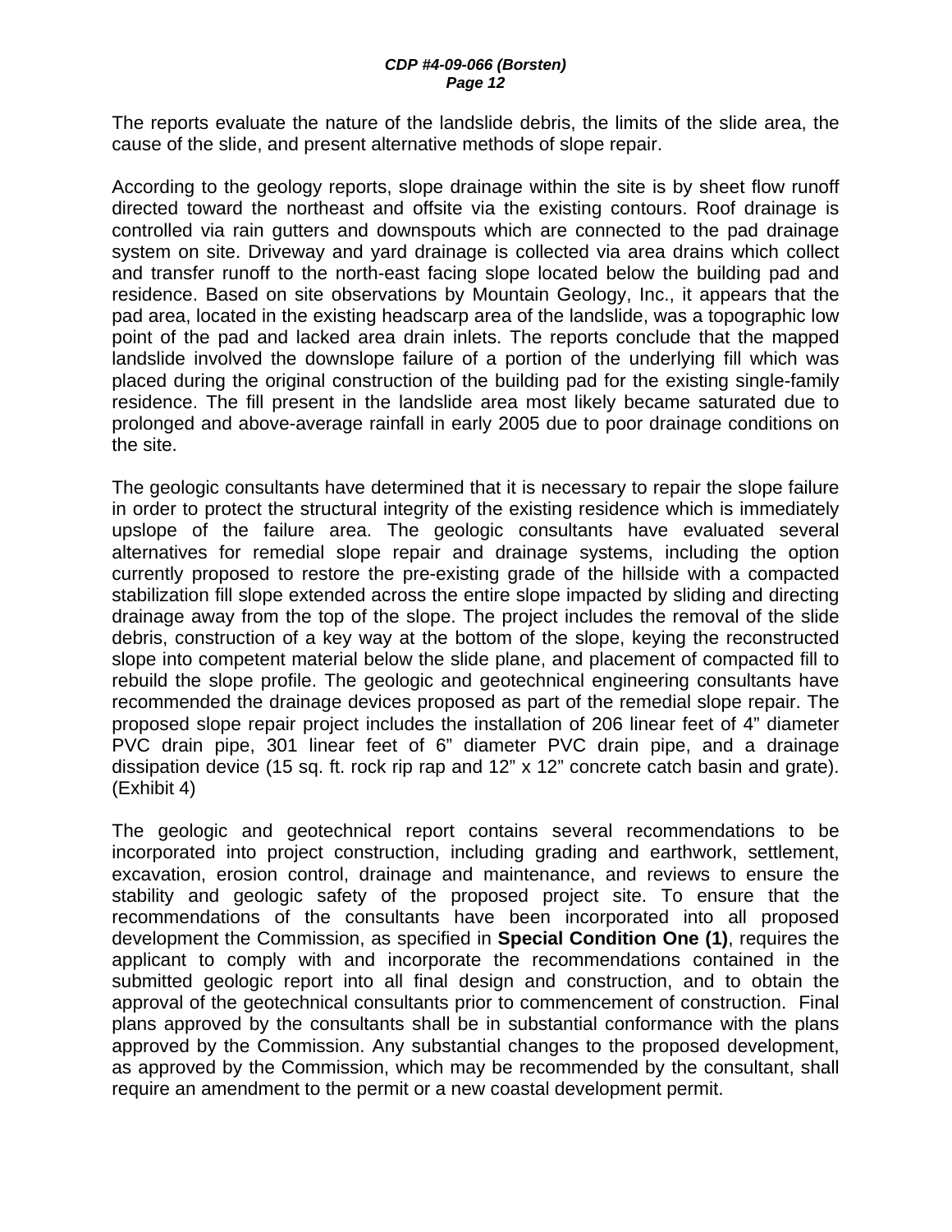The reports evaluate the nature of the landslide debris, the limits of the slide area, the cause of the slide, and present alternative methods of slope repair.

According to the geology reports, slope drainage within the site is by sheet flow runoff directed toward the northeast and offsite via the existing contours. Roof drainage is controlled via rain gutters and downspouts which are connected to the pad drainage system on site. Driveway and yard drainage is collected via area drains which collect and transfer runoff to the north-east facing slope located below the building pad and residence. Based on site observations by Mountain Geology, Inc., it appears that the pad area, located in the existing headscarp area of the landslide, was a topographic low point of the pad and lacked area drain inlets. The reports conclude that the mapped landslide involved the downslope failure of a portion of the underlying fill which was placed during the original construction of the building pad for the existing single-family residence. The fill present in the landslide area most likely became saturated due to prolonged and above-average rainfall in early 2005 due to poor drainage conditions on the site.

The geologic consultants have determined that it is necessary to repair the slope failure in order to protect the structural integrity of the existing residence which is immediately upslope of the failure area. The geologic consultants have evaluated several alternatives for remedial slope repair and drainage systems, including the option currently proposed to restore the pre-existing grade of the hillside with a compacted stabilization fill slope extended across the entire slope impacted by sliding and directing drainage away from the top of the slope. The project includes the removal of the slide debris, construction of a key way at the bottom of the slope, keying the reconstructed slope into competent material below the slide plane, and placement of compacted fill to rebuild the slope profile. The geologic and geotechnical engineering consultants have recommended the drainage devices proposed as part of the remedial slope repair. The proposed slope repair project includes the installation of 206 linear feet of 4" diameter PVC drain pipe, 301 linear feet of 6" diameter PVC drain pipe, and a drainage dissipation device (15 sq. ft. rock rip rap and 12" x 12" concrete catch basin and grate). (Exhibit 4)

The geologic and geotechnical report contains several recommendations to be incorporated into project construction, including grading and earthwork, settlement, excavation, erosion control, drainage and maintenance, and reviews to ensure the stability and geologic safety of the proposed project site. To ensure that the recommendations of the consultants have been incorporated into all proposed development the Commission, as specified in **Special Condition One (1)**, requires the applicant to comply with and incorporate the recommendations contained in the submitted geologic report into all final design and construction, and to obtain the approval of the geotechnical consultants prior to commencement of construction. Final plans approved by the consultants shall be in substantial conformance with the plans approved by the Commission. Any substantial changes to the proposed development, as approved by the Commission, which may be recommended by the consultant, shall require an amendment to the permit or a new coastal development permit.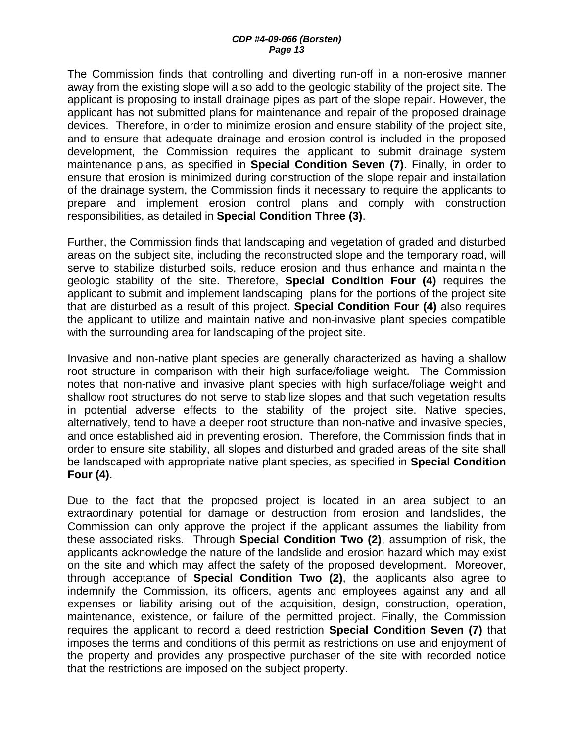The Commission finds that controlling and diverting run-off in a non-erosive manner away from the existing slope will also add to the geologic stability of the project site. The applicant is proposing to install drainage pipes as part of the slope repair. However, the applicant has not submitted plans for maintenance and repair of the proposed drainage devices. Therefore, in order to minimize erosion and ensure stability of the project site, and to ensure that adequate drainage and erosion control is included in the proposed development, the Commission requires the applicant to submit drainage system maintenance plans, as specified in **Special Condition Seven (7)**. Finally, in order to ensure that erosion is minimized during construction of the slope repair and installation of the drainage system, the Commission finds it necessary to require the applicants to prepare and implement erosion control plans and comply with construction responsibilities, as detailed in **Special Condition Three (3)**.

Further, the Commission finds that landscaping and vegetation of graded and disturbed areas on the subject site, including the reconstructed slope and the temporary road, will serve to stabilize disturbed soils, reduce erosion and thus enhance and maintain the geologic stability of the site. Therefore, **Special Condition Four (4)** requires the applicant to submit and implement landscaping plans for the portions of the project site that are disturbed as a result of this project. **Special Condition Four (4)** also requires the applicant to utilize and maintain native and non-invasive plant species compatible with the surrounding area for landscaping of the project site.

Invasive and non-native plant species are generally characterized as having a shallow root structure in comparison with their high surface/foliage weight. The Commission notes that non-native and invasive plant species with high surface/foliage weight and shallow root structures do not serve to stabilize slopes and that such vegetation results in potential adverse effects to the stability of the project site. Native species, alternatively, tend to have a deeper root structure than non-native and invasive species, and once established aid in preventing erosion. Therefore, the Commission finds that in order to ensure site stability, all slopes and disturbed and graded areas of the site shall be landscaped with appropriate native plant species, as specified in **Special Condition Four (4)**.

Due to the fact that the proposed project is located in an area subject to an extraordinary potential for damage or destruction from erosion and landslides, the Commission can only approve the project if the applicant assumes the liability from these associated risks. Through **Special Condition Two (2)**, assumption of risk, the applicants acknowledge the nature of the landslide and erosion hazard which may exist on the site and which may affect the safety of the proposed development. Moreover, through acceptance of **Special Condition Two (2)**, the applicants also agree to indemnify the Commission, its officers, agents and employees against any and all expenses or liability arising out of the acquisition, design, construction, operation, maintenance, existence, or failure of the permitted project. Finally, the Commission requires the applicant to record a deed restriction **Special Condition Seven (7)** that imposes the terms and conditions of this permit as restrictions on use and enjoyment of the property and provides any prospective purchaser of the site with recorded notice that the restrictions are imposed on the subject property.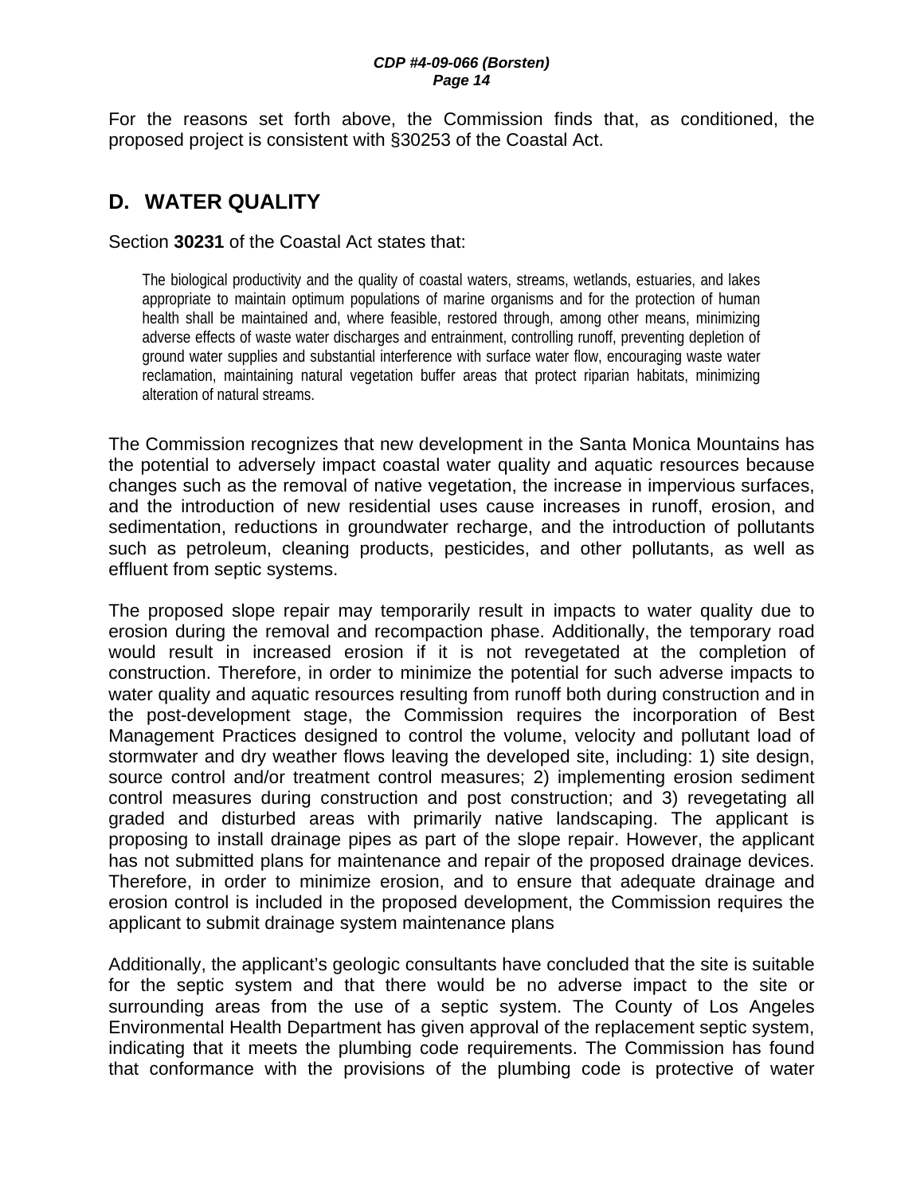For the reasons set forth above, the Commission finds that, as conditioned, the proposed project is consistent with §30253 of the Coastal Act.

## D. WATER QUALITY

Section **30231** of the Coastal Act states that:

> The biological productivity and the quality of coastal waters, streams, wetlands, estuaries, and lakes appropriate to maintain optimum populations of marine organisms and for the protection of human health shall be maintained and, where feasible, restored through, among other means, minimizing adverse effects of waste water discharges and entrainment, controlling runoff, preventing depletion of ground water supplies and substantial interference with surface water flow, encouraging waste water reclamation, maintaining natural vegetation buffer areas that protect riparian habitats, minimizing alteration of natural streams.

The Commission recognizes that new development in the Santa Monica Mountains has the potential to adversely impact coastal water quality and aquatic resources because changes such as the removal of native vegetation, the increase in impervious surfaces, and the introduction of new residential uses cause increases in runoff, erosion, and sedimentation, reductions in groundwater recharge, and the introduction of pollutants such as petroleum, cleaning products, pesticides, and other pollutants, as well as effluent from septic systems.

The proposed slope repair may temporarily result in impacts to water quality due to erosion during the removal and recompaction phase. Additionally, the temporary road would result in increased erosion if it is not revegetated at the completion of construction. Therefore, in order to minimize the potential for such adverse impacts to water quality and aquatic resources resulting from runoff both during construction and in the post-development stage, the Commission requires the incorporation of Best Management Practices designed to control the volume, velocity and pollutant load of stormwater and dry weather flows leaving the developed site, including: 1) site design, source control and/or treatment control measures; 2) implementing erosion sediment control measures during construction and post construction; and 3) revegetating all graded and disturbed areas with primarily native landscaping. The applicant is proposing to install drainage pipes as part of the slope repair. However, the applicant has not submitted plans for maintenance and repair of the proposed drainage devices. Therefore, in order to minimize erosion, and to ensure that adequate drainage and erosion control is included in the proposed development, the Commission requires the applicant to submit drainage system maintenance plans

Additionally, the applicant's geologic consultants have concluded that the site is suitable for the septic system and that there would be no adverse impact to the site or surrounding areas from the use of a septic system. The County of Los Angeles Environmental Health Department has given approval of the replacement septic system, indicating that it meets the plumbing code requirements. The Commission has found that conformance with the provisions of the plumbing code is protective of water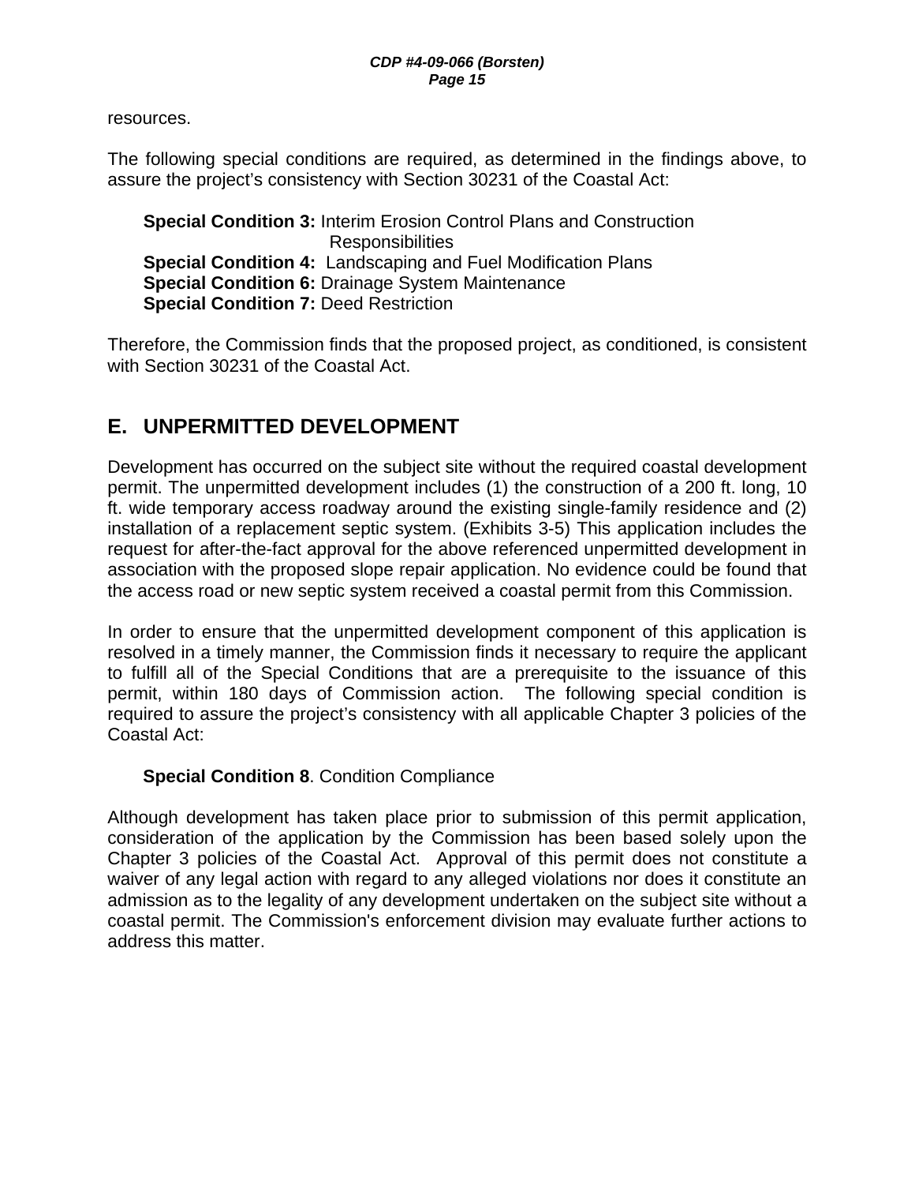resources.

The following special conditions are required, as determined in the findings above, to assure the project's consistency with Section 30231 of the Coastal Act:

**Special Condition 3:** Interim Erosion Control Plans and Construction Responsibilities
**Special Condition 4:** Landscaping and Fuel Modification Plans
**Special Condition 6:** Drainage System Maintenance
**Special Condition 7:** Deed Restriction

Therefore, the Commission finds that the proposed project, as conditioned, is consistent with Section 30231 of the Coastal Act.

## E. UNPERMITTED DEVELOPMENT

Development has occurred on the subject site without the required coastal development permit. The unpermitted development includes (1) the construction of a 200 ft. long, 10 ft. wide temporary access roadway around the existing single-family residence and (2) installation of a replacement septic system. (Exhibits 3-5) This application includes the request for after-the-fact approval for the above referenced unpermitted development in association with the proposed slope repair application. No evidence could be found that the access road or new septic system received a coastal permit from this Commission.

In order to ensure that the unpermitted development component of this application is resolved in a timely manner, the Commission finds it necessary to require the applicant to fulfill all of the Special Conditions that are a prerequisite to the issuance of this permit, within 180 days of Commission action. The following special condition is required to assure the project's consistency with all applicable Chapter 3 policies of the Coastal Act:

**Special Condition 8**. Condition Compliance

Although development has taken place prior to submission of this permit application, consideration of the application by the Commission has been based solely upon the Chapter 3 policies of the Coastal Act. Approval of this permit does not constitute a waiver of any legal action with regard to any alleged violations nor does it constitute an admission as to the legality of any development undertaken on the subject site without a coastal permit. The Commission's enforcement division may evaluate further actions to address this matter.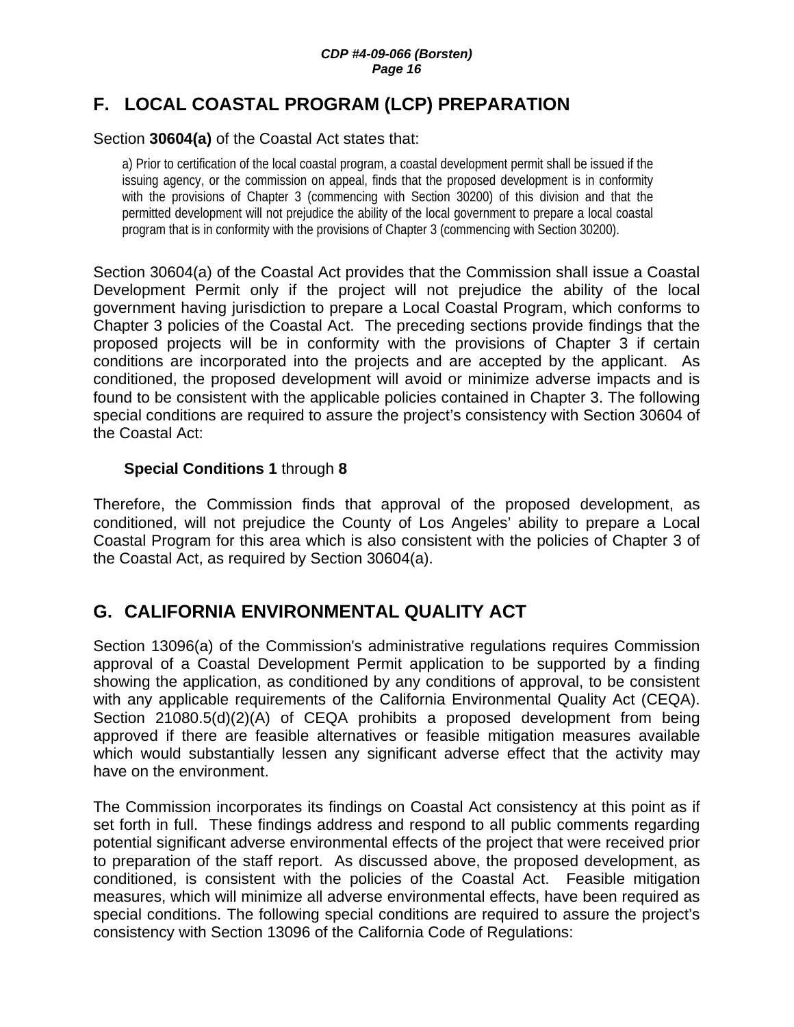## F. LOCAL COASTAL PROGRAM (LCP) PREPARATION

Section **30604(a)** of the Coastal Act states that:

> a) Prior to certification of the local coastal program, a coastal development permit shall be issued if the issuing agency, or the commission on appeal, finds that the proposed development is in conformity with the provisions of Chapter 3 (commencing with Section 30200) of this division and that the permitted development will not prejudice the ability of the local government to prepare a local coastal program that is in conformity with the provisions of Chapter 3 (commencing with Section 30200).

Section 30604(a) of the Coastal Act provides that the Commission shall issue a Coastal Development Permit only if the project will not prejudice the ability of the local government having jurisdiction to prepare a Local Coastal Program, which conforms to Chapter 3 policies of the Coastal Act. The preceding sections provide findings that the proposed projects will be in conformity with the provisions of Chapter 3 if certain conditions are incorporated into the projects and are accepted by the applicant. As conditioned, the proposed development will avoid or minimize adverse impacts and is found to be consistent with the applicable policies contained in Chapter 3. The following special conditions are required to assure the project's consistency with Section 30604 of the Coastal Act:

**Special Conditions 1** through **8**

Therefore, the Commission finds that approval of the proposed development, as conditioned, will not prejudice the County of Los Angeles' ability to prepare a Local Coastal Program for this area which is also consistent with the policies of Chapter 3 of the Coastal Act, as required by Section 30604(a).

## G. CALIFORNIA ENVIRONMENTAL QUALITY ACT

Section 13096(a) of the Commission's administrative regulations requires Commission approval of a Coastal Development Permit application to be supported by a finding showing the application, as conditioned by any conditions of approval, to be consistent with any applicable requirements of the California Environmental Quality Act (CEQA). Section 21080.5(d)(2)(A) of CEQA prohibits a proposed development from being approved if there are feasible alternatives or feasible mitigation measures available which would substantially lessen any significant adverse effect that the activity may have on the environment.

The Commission incorporates its findings on Coastal Act consistency at this point as if set forth in full. These findings address and respond to all public comments regarding potential significant adverse environmental effects of the project that were received prior to preparation of the staff report. As discussed above, the proposed development, as conditioned, is consistent with the policies of the Coastal Act. Feasible mitigation measures, which will minimize all adverse environmental effects, have been required as special conditions. The following special conditions are required to assure the project's consistency with Section 13096 of the California Code of Regulations: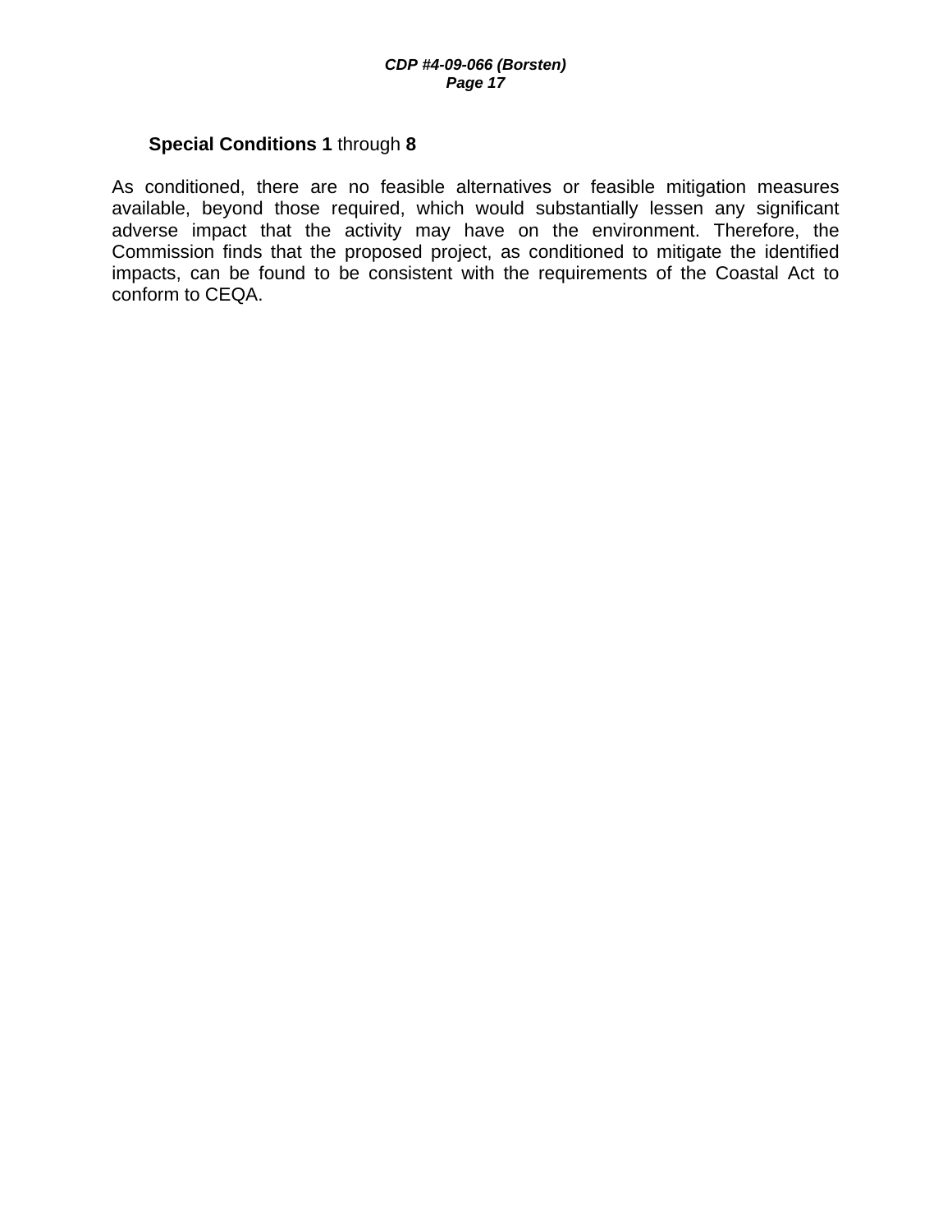**Special Conditions 1** through **8**

As conditioned, there are no feasible alternatives or feasible mitigation measures available, beyond those required, which would substantially lessen any significant adverse impact that the activity may have on the environment. Therefore, the Commission finds that the proposed project, as conditioned to mitigate the identified impacts, can be found to be consistent with the requirements of the Coastal Act to conform to CEQA.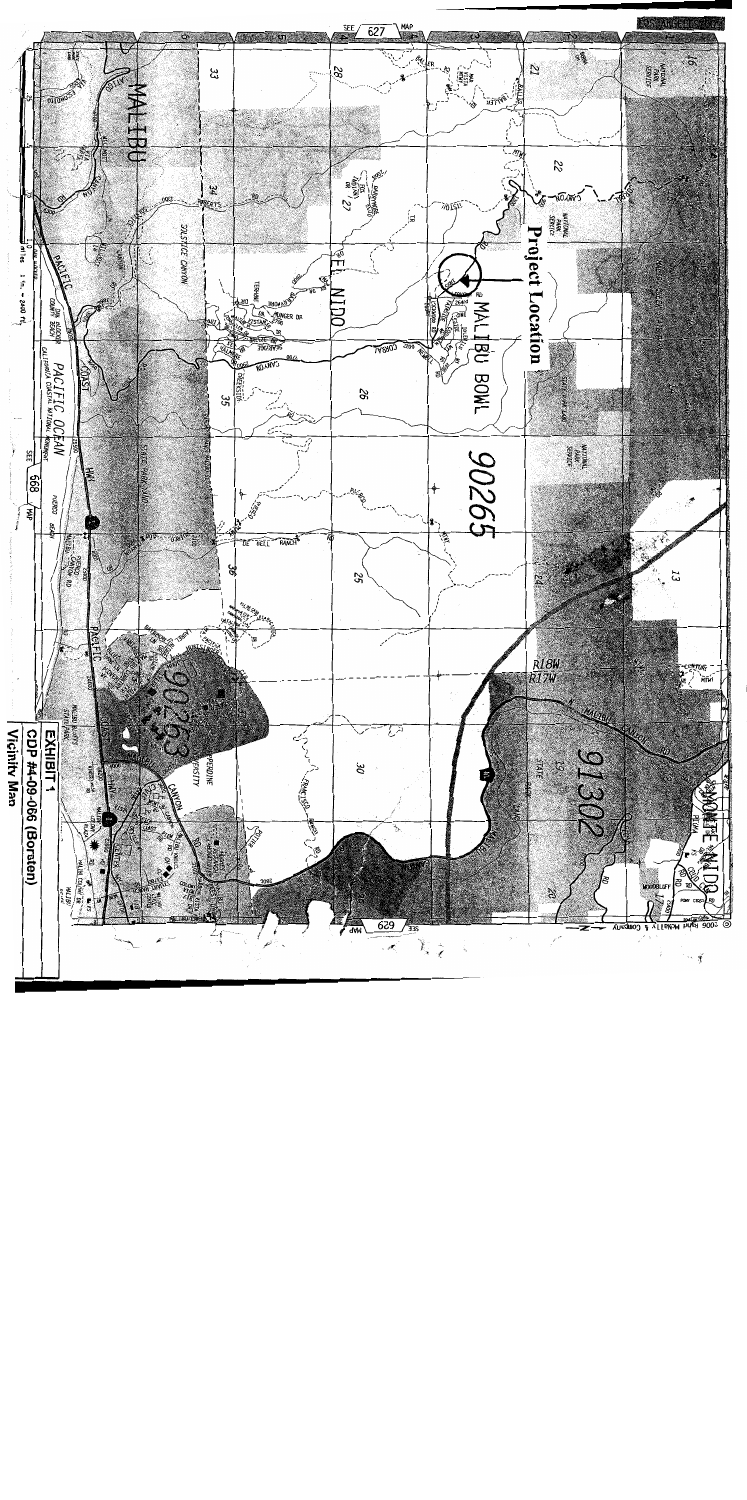Project Location

EXHIBIT 1
CDP #4-09-066 (Borsten)
Vicinity Map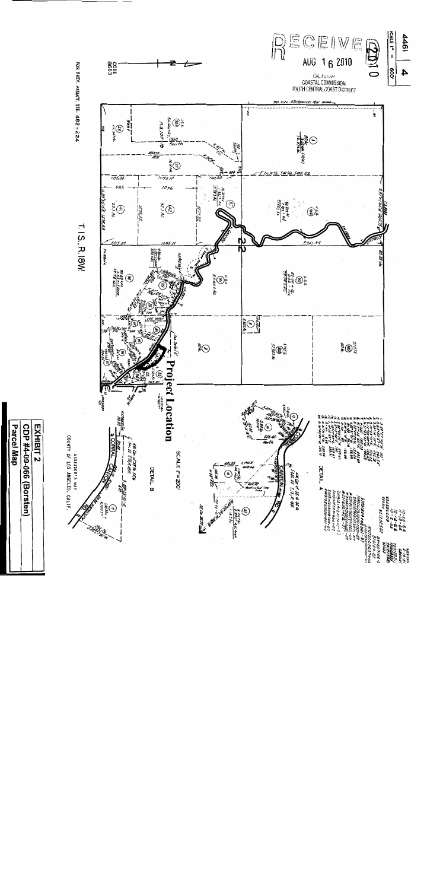4461 | 4

SCALE 1" = 600'

RECEIVED

AUG 16 2010

CALIFORNIA COASTAL COMMISSION SOUTH CENTRAL COAST DISTRICT

CODE 8663

FOR PREV. ASSMT. SEE: 482 - 224

T. 1 S., R. 18 W.

Project Location

SCALE 1" = 200'

DETAIL A

DETAIL B

ASSESSOR'S MAP COUNTY OF LOS ANGELES, CALIF.

**EXHIBIT 2**

**CDP #4-09-066 (Borsten)**

**Parcel Map**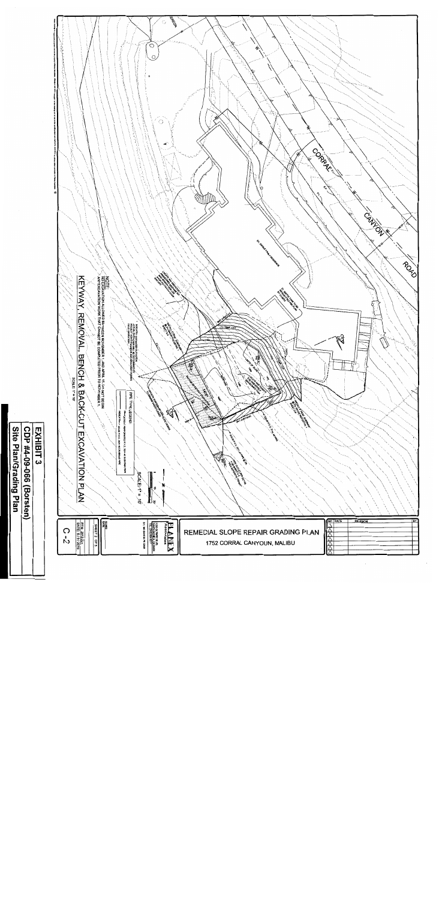CORRAL CANYON ROAD

NOTE:
NO EXCAVATION ALLOWED BETWEEN NOVEMBER 1 AND APRIL 15. DO NOT BEGIN ANY EXCAVATION WORK THAT CANNOT BE COMPLETED PRIOR TO NOVEMBER 1.

KEYWAY, REMOVAL, BENCH & BACK-CUT EXCAVATION PLAN

SCALE: 1" = 10'

PPE TYPE LEGEND

SCALE: 1" = 10'

REMEDIAL SLOPE REPAIR GRADING PLAN

1752 CORRAL CANYOUN, MALIBU

| NO. | DATE | REVISION | BY |
|---|---|---|---|
| | | | |

PLANEX

SHEET 2 OF 5

C-2

**EXHIBIT 3**

**CDP #4-09-066 (Borsten)**

**Site Plan/Grading Plan**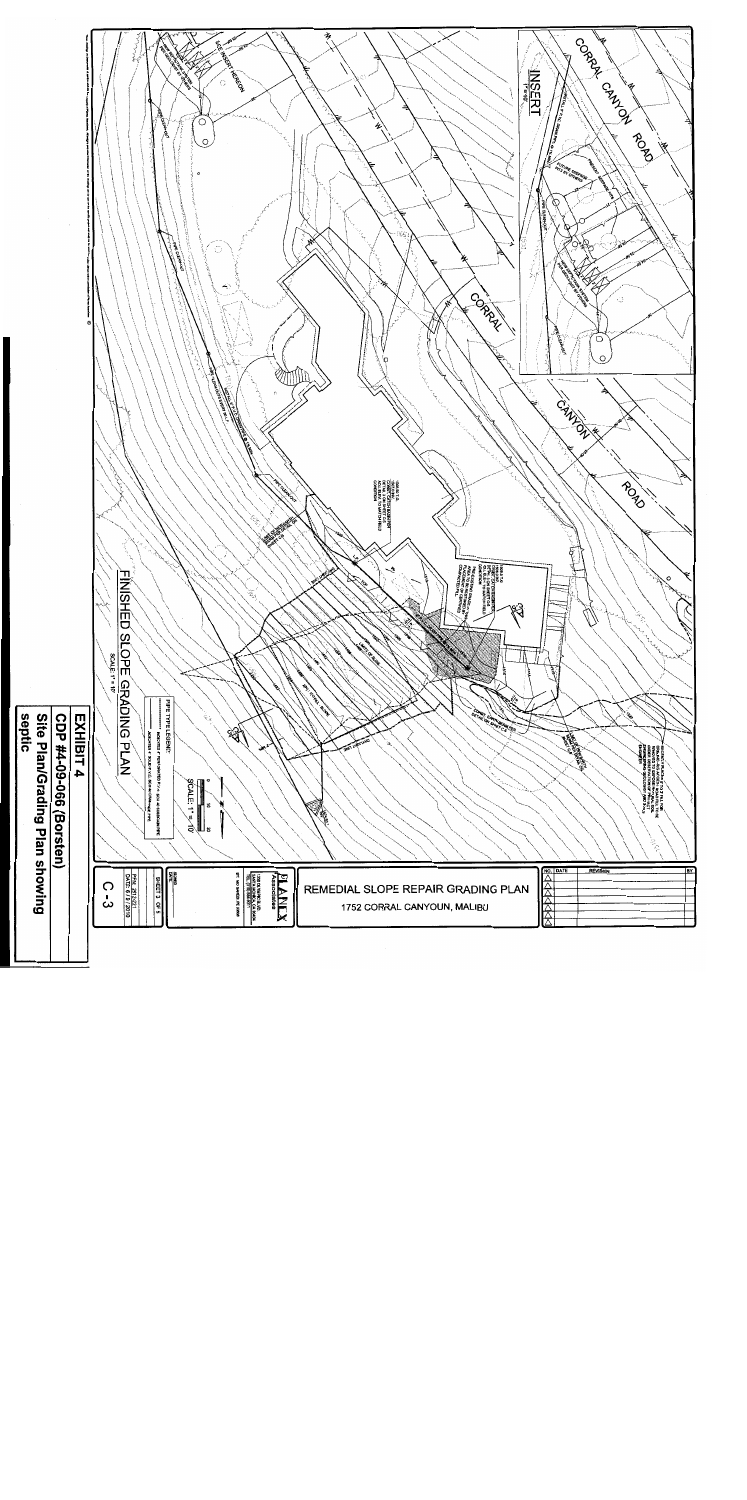# EXHIBIT 4

**CDP #4-09-066 (Borsten)**

**Site Plan/Grading Plan showing septic**

## FINISHED SLOPE GRADING PLAN

SCALE: 1" = 10'

INSERT

CORRAL CANYON ROAD

PIPE TYPE LEGEND:

REMEDIAL SLOPE REPAIR GRADING PLAN

1752 CORRAL CANYOUN, MALIBU

| NO. | DATE | REVISION | BY |
|---|---|---|---|
| | | | |

C-3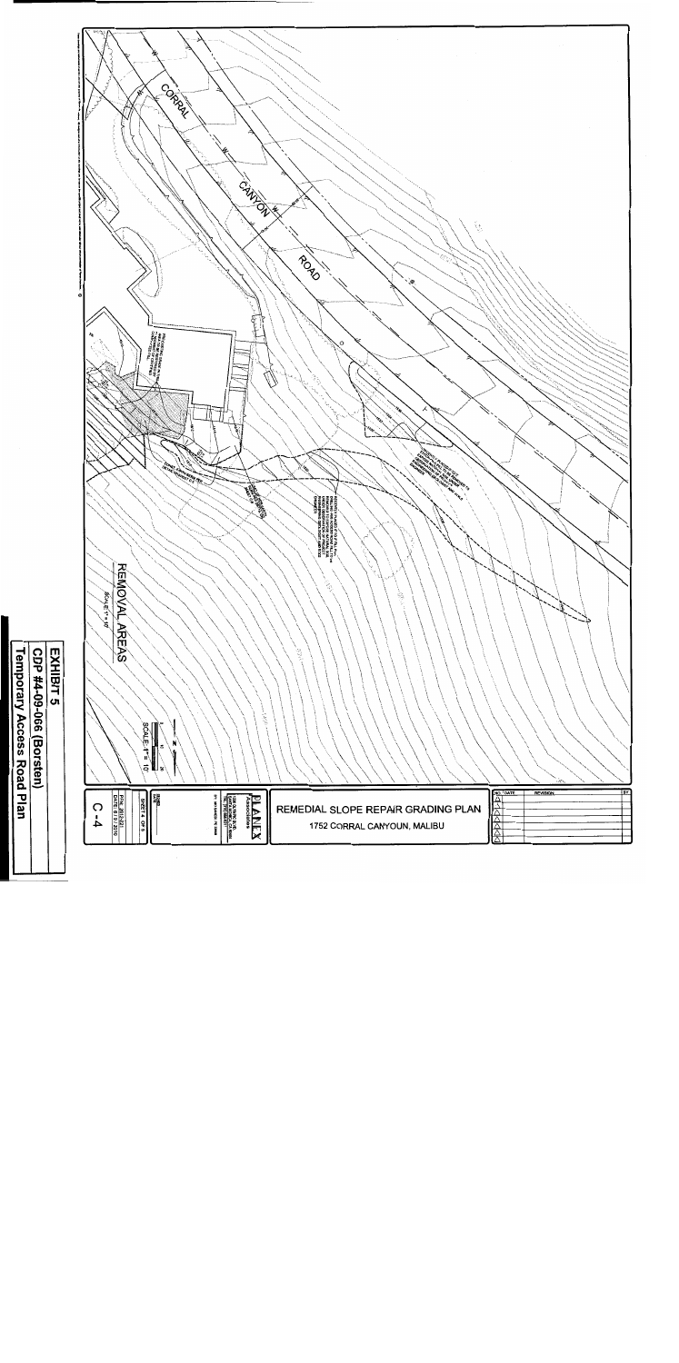CORRAL

CANYON

ROAD

REMOVAL AREAS

SCALE: 1" = 10'

SCALE: 1" = 10'

| NO. | DATE | REVISION | BY |
|---|---|---|---|
| | | | |

REMEDIAL SLOPE REPAIR GRADING PLAN

1752 CORRAL CANYOUN, MALIBU

PLANEX Associates

SHEET 6 OF 6

C-4

**EXHIBIT 5**

**CDP #4-09-066 (Borsten)**

**Temporary Access Road Plan**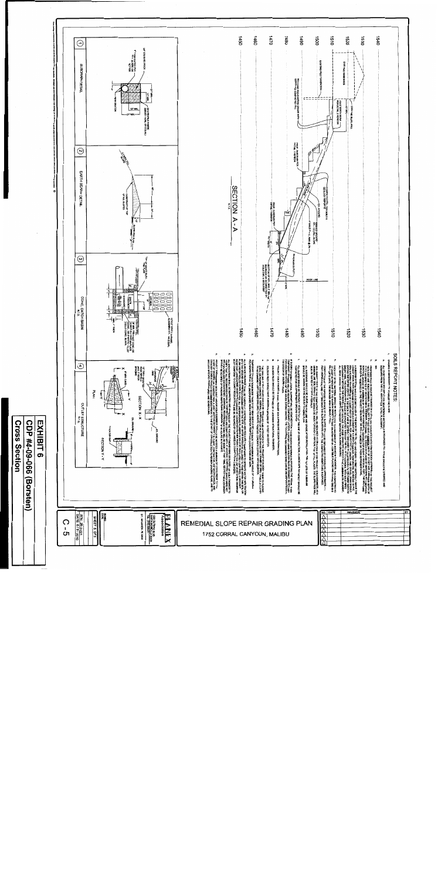# EXHIBIT 6

## CDP #4-09-066 (Borsten)

## Cross Section

SECTION A - A

N.T.S.

1540
1530
1520
1510
1500
1490
1480
1470
1460
1450

SOILS REPORT NOTES:

① SUBDRAIN DETAIL

② EARTH BERM DETAIL

③ CONC. CATCH BASIN

④ OUTLET STRUCTURE

REMEDIAL SLOPE REPAIR GRADING PLAN

1752 CORRAL CANYON, MALIBU

NO. | DATE | REVISION | BY

SHEET 5 OF 5

C - 5